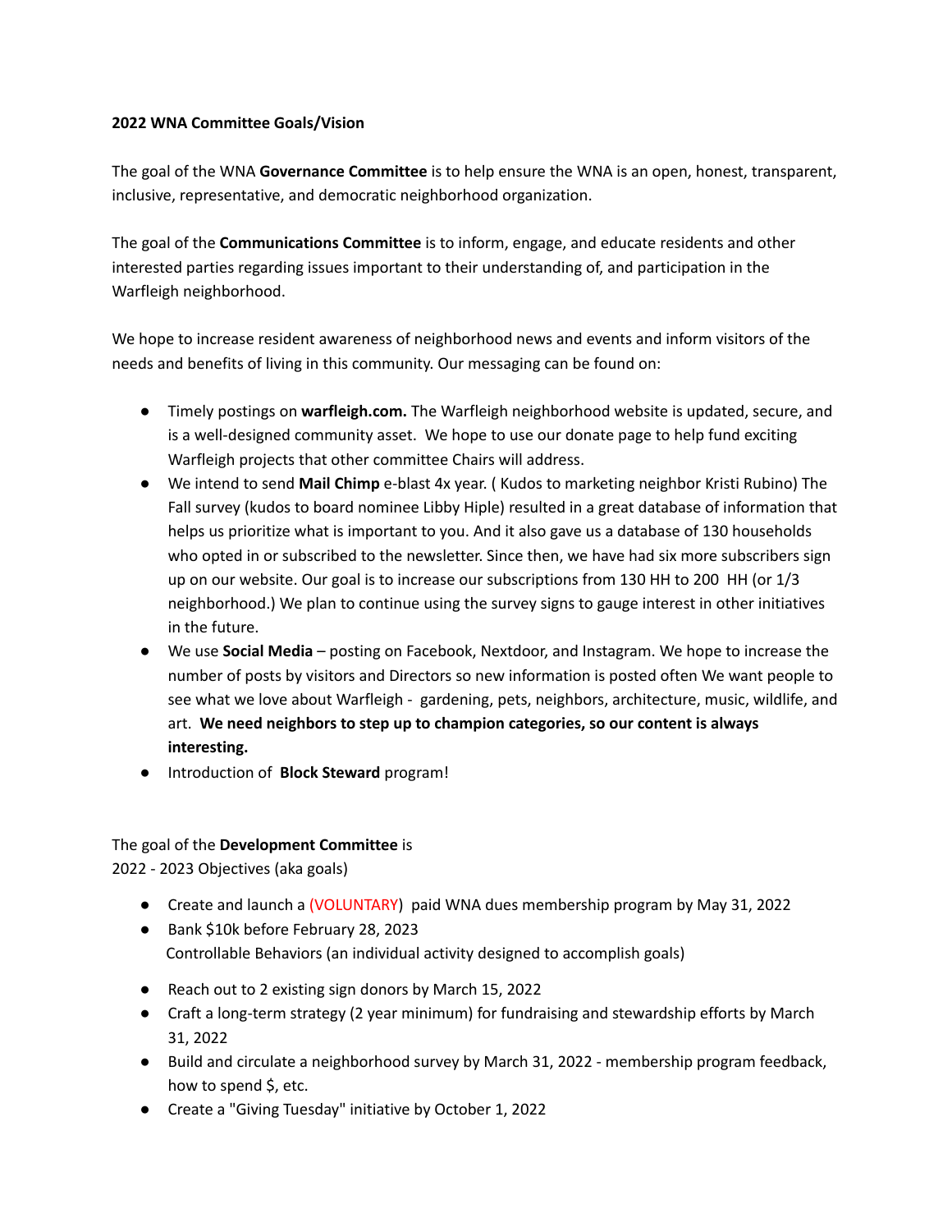**2022 WNA Committee Goals/Vision**

The goal of the WNA **Governance Committee** is to help ensure the WNA is an open, honest, transparent, inclusive, representative, and democratic neighborhood organization.

The goal of the **Communications Committee** is to inform, engage, and educate residents and other interested parties regarding issues important to their understanding of, and participation in the Warfleigh neighborhood.

We hope to increase resident awareness of neighborhood news and events and inform visitors of the needs and benefits of living in this community. Our messaging can be found on:

- Timely postings on **warfleigh.com.** The Warfleigh neighborhood website is updated, secure, and is a well-designed community asset. We hope to use our donate page to help fund exciting Warfleigh projects that other committee Chairs will address.
- We intend to send **Mail Chimp** e-blast 4x year. ( Kudos to marketing neighbor Kristi Rubino) The Fall survey (kudos to board nominee Libby Hiple) resulted in a great database of information that helps us prioritize what is important to you. And it also gave us a database of 130 households who opted in or subscribed to the newsletter. Since then, we have had six more subscribers sign up on our website. Our goal is to increase our subscriptions from 130 HH to 200 HH (or 1/3 neighborhood.) We plan to continue using the survey signs to gauge interest in other initiatives in the future.
- We use **Social Media** – posting on Facebook, Nextdoor, and Instagram. We hope to increase the number of posts by visitors and Directors so new information is posted often We want people to see what we love about Warfleigh - gardening, pets, neighbors, architecture, music, wildlife, and art. **We need neighbors to step up to champion categories, so our content is always interesting.**
- Introduction of **Block Steward** program!

The goal of the **Development Committee** is
2022 - 2023 Objectives (aka goals)

- Create and launch a (VOLUNTARY) paid WNA dues membership program by May 31, 2022
- Bank $10k before February 28, 2023

Controllable Behaviors (an individual activity designed to accomplish goals)

- Reach out to 2 existing sign donors by March 15, 2022
- Craft a long-term strategy (2 year minimum) for fundraising and stewardship efforts by March 31, 2022
- Build and circulate a neighborhood survey by March 31, 2022 - membership program feedback, how to spend $, etc.
- Create a "Giving Tuesday" initiative by October 1, 2022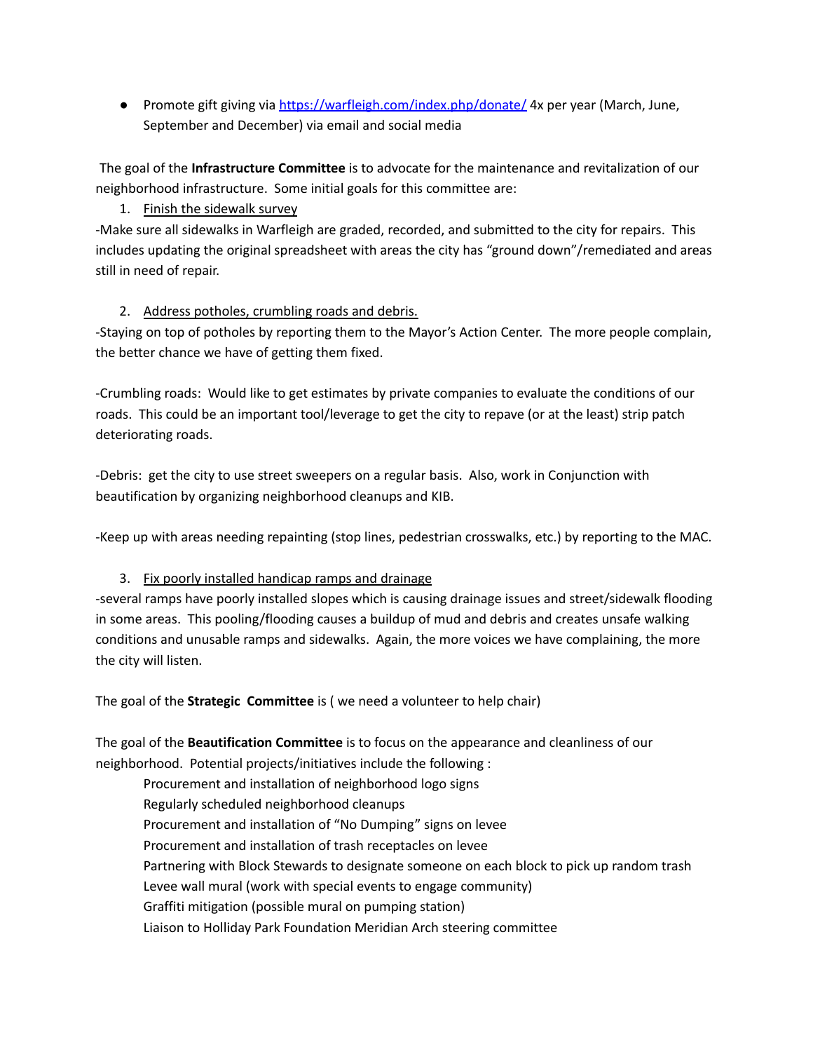- Promote gift giving via [https://warfleigh.com/index.php/donate/](https://warfleigh.com/index.php/donate/) 4x per year (March, June, September and December) via email and social media

The goal of the **Infrastructure Committee** is to advocate for the maintenance and revitalization of our neighborhood infrastructure. Some initial goals for this committee are:

1. <u>Finish the sidewalk survey</u>

-Make sure all sidewalks in Warfleigh are graded, recorded, and submitted to the city for repairs. This includes updating the original spreadsheet with areas the city has "ground down"/remediated and areas still in need of repair.

2. <u>Address potholes, crumbling roads and debris.</u>

-Staying on top of potholes by reporting them to the Mayor's Action Center. The more people complain, the better chance we have of getting them fixed.

-Crumbling roads: Would like to get estimates by private companies to evaluate the conditions of our roads. This could be an important tool/leverage to get the city to repave (or at the least) strip patch deteriorating roads.

-Debris: get the city to use street sweepers on a regular basis. Also, work in Conjunction with beautification by organizing neighborhood cleanups and KIB.

-Keep up with areas needing repainting (stop lines, pedestrian crosswalks, etc.) by reporting to the MAC.

3. <u>Fix poorly installed handicap ramps and drainage</u>

-several ramps have poorly installed slopes which is causing drainage issues and street/sidewalk flooding in some areas. This pooling/flooding causes a buildup of mud and debris and creates unsafe walking conditions and unusable ramps and sidewalks. Again, the more voices we have complaining, the more the city will listen.

The goal of the **Strategic Committee** is ( we need a volunteer to help chair)

The goal of the **Beautification Committee** is to focus on the appearance and cleanliness of our neighborhood. Potential projects/initiatives include the following :

Procurement and installation of neighborhood logo signs
Regularly scheduled neighborhood cleanups
Procurement and installation of "No Dumping" signs on levee
Procurement and installation of trash receptacles on levee
Partnering with Block Stewards to designate someone on each block to pick up random trash
Levee wall mural (work with special events to engage community)
Graffiti mitigation (possible mural on pumping station)
Liaison to Holliday Park Foundation Meridian Arch steering committee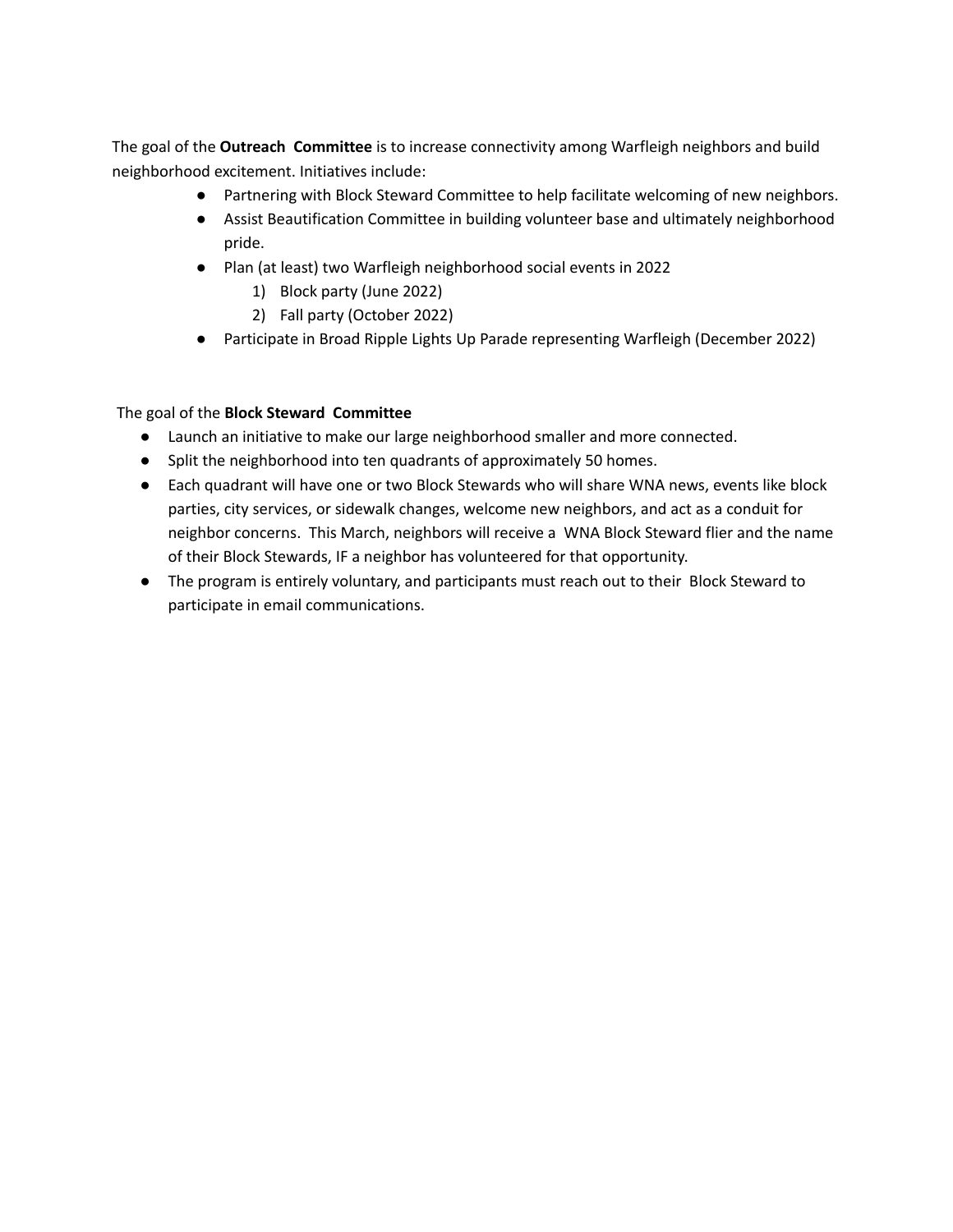The goal of the **Outreach Committee** is to increase connectivity among Warfleigh neighbors and build neighborhood excitement. Initiatives include:

- Partnering with Block Steward Committee to help facilitate welcoming of new neighbors.
- Assist Beautification Committee in building volunteer base and ultimately neighborhood pride.
- Plan (at least) two Warfleigh neighborhood social events in 2022
    1) Block party (June 2022)
    2) Fall party (October 2022)
- Participate in Broad Ripple Lights Up Parade representing Warfleigh (December 2022)

The goal of the **Block Steward Committee**

- Launch an initiative to make our large neighborhood smaller and more connected.
- Split the neighborhood into ten quadrants of approximately 50 homes.
- Each quadrant will have one or two Block Stewards who will share WNA news, events like block parties, city services, or sidewalk changes, welcome new neighbors, and act as a conduit for neighbor concerns. This March, neighbors will receive a WNA Block Steward flier and the name of their Block Stewards, IF a neighbor has volunteered for that opportunity.
- The program is entirely voluntary, and participants must reach out to their Block Steward to participate in email communications.